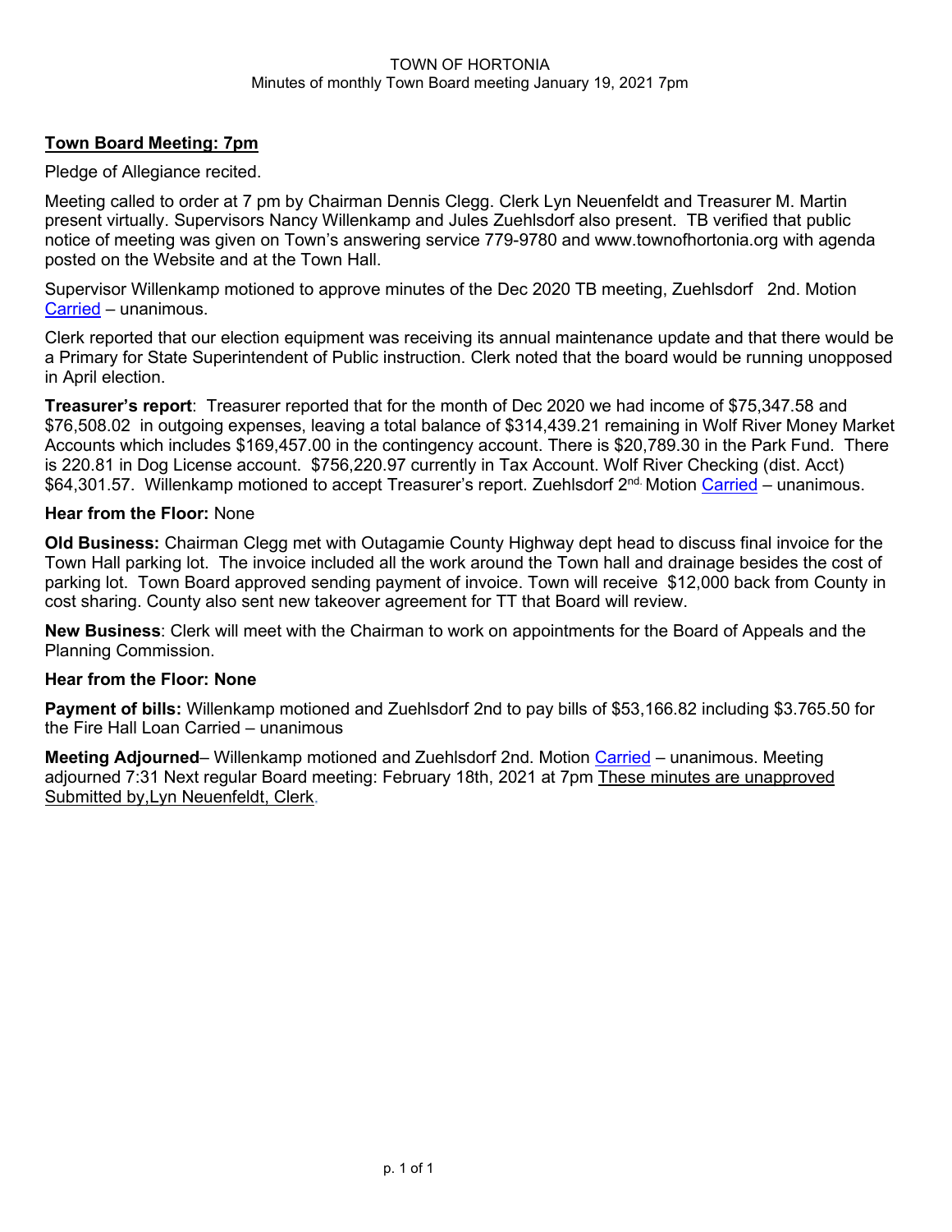TOWN OF HORTONIA

Minutes of monthly Town Board meeting January 19, 2021 7pm

## Town Board Meeting: 7pm

Pledge of Allegiance recited.

Meeting called to order at 7 pm by Chairman Dennis Clegg. Clerk Lyn Neuenfeldt and Treasurer M. Martin present virtually. Supervisors Nancy Willenkamp and Jules Zuehlsdorf also present. TB verified that public notice of meeting was given on Town's answering service 779-9780 and www.townofhortonia.org with agenda posted on the Website and at the Town Hall.

Supervisor Willenkamp motioned to approve minutes of the Dec 2020 TB meeting, Zuehlsdorf 2nd. Motion Carried – unanimous.

Clerk reported that our election equipment was receiving its annual maintenance update and that there would be a Primary for State Superintendent of Public instruction. Clerk noted that the board would be running unopposed in April election.

**Treasurer's report**: Treasurer reported that for the month of Dec 2020 we had income of $75,347.58 and $76,508.02 in outgoing expenses, leaving a total balance of $314,439.21 remaining in Wolf River Money Market Accounts which includes $169,457.00 in the contingency account. There is $20,789.30 in the Park Fund. There is 220.81 in Dog License account. $756,220.97 currently in Tax Account. Wolf River Checking (dist. Acct) $64,301.57. Willenkamp motioned to accept Treasurer's report. Zuehlsdorf 2nd. Motion Carried – unanimous.

**Hear from the Floor:** None

**Old Business:** Chairman Clegg met with Outagamie County Highway dept head to discuss final invoice for the Town Hall parking lot. The invoice included all the work around the Town hall and drainage besides the cost of parking lot. Town Board approved sending payment of invoice. Town will receive $12,000 back from County in cost sharing. County also sent new takeover agreement for TT that Board will review.

**New Business**: Clerk will meet with the Chairman to work on appointments for the Board of Appeals and the Planning Commission.

**Hear from the Floor: None**

**Payment of bills:** Willenkamp motioned and Zuehlsdorf 2nd to pay bills of $53,166.82 including $3.765.50 for the Fire Hall Loan Carried – unanimous

**Meeting Adjourned**– Willenkamp motioned and Zuehlsdorf 2nd. Motion Carried – unanimous. Meeting adjourned 7:31 Next regular Board meeting: February 18th, 2021 at 7pm These minutes are unapproved Submitted by,Lyn Neuenfeldt, Clerk.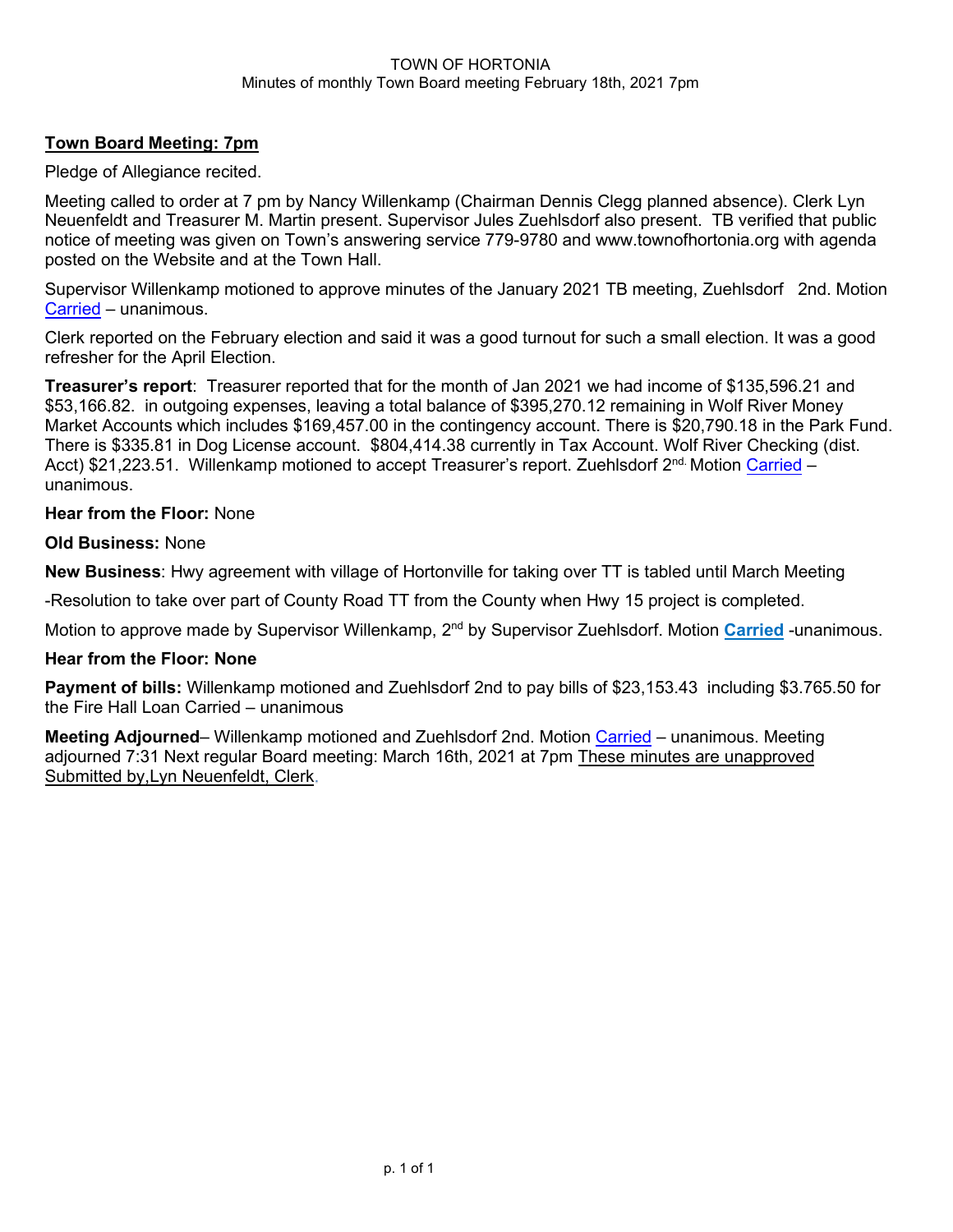TOWN OF HORTONIA
Minutes of monthly Town Board meeting February 18th, 2021 7pm

**Town Board Meeting: 7pm**

Pledge of Allegiance recited.

Meeting called to order at 7 pm by Nancy Willenkamp (Chairman Dennis Clegg planned absence). Clerk Lyn Neuenfeldt and Treasurer M. Martin present. Supervisor Jules Zuehlsdorf also present. TB verified that public notice of meeting was given on Town's answering service 779-9780 and www.townofhortonia.org with agenda posted on the Website and at the Town Hall.

Supervisor Willenkamp motioned to approve minutes of the January 2021 TB meeting, Zuehlsdorf 2nd. Motion Carried – unanimous.

Clerk reported on the February election and said it was a good turnout for such a small election. It was a good refresher for the April Election.

**Treasurer's report**: Treasurer reported that for the month of Jan 2021 we had income of $135,596.21 and $53,166.82. in outgoing expenses, leaving a total balance of $395,270.12 remaining in Wolf River Money Market Accounts which includes $169,457.00 in the contingency account. There is $20,790.18 in the Park Fund. There is $335.81 in Dog License account. $804,414.38 currently in Tax Account. Wolf River Checking (dist. Acct) $21,223.51. Willenkamp motioned to accept Treasurer's report. Zuehlsdorf 2nd. Motion Carried – unanimous.

**Hear from the Floor:** None

**Old Business:** None

**New Business**: Hwy agreement with village of Hortonville for taking over TT is tabled until March Meeting

-Resolution to take over part of County Road TT from the County when Hwy 15 project is completed.

Motion to approve made by Supervisor Willenkamp, 2nd by Supervisor Zuehlsdorf. Motion **Carried** -unanimous.

**Hear from the Floor: None**

**Payment of bills:** Willenkamp motioned and Zuehlsdorf 2nd to pay bills of $23,153.43 including $3.765.50 for the Fire Hall Loan Carried – unanimous

**Meeting Adjourned**– Willenkamp motioned and Zuehlsdorf 2nd. Motion Carried – unanimous. Meeting adjourned 7:31 Next regular Board meeting: March 16th, 2021 at 7pm These minutes are unapproved Submitted by,Lyn Neuenfeldt, Clerk.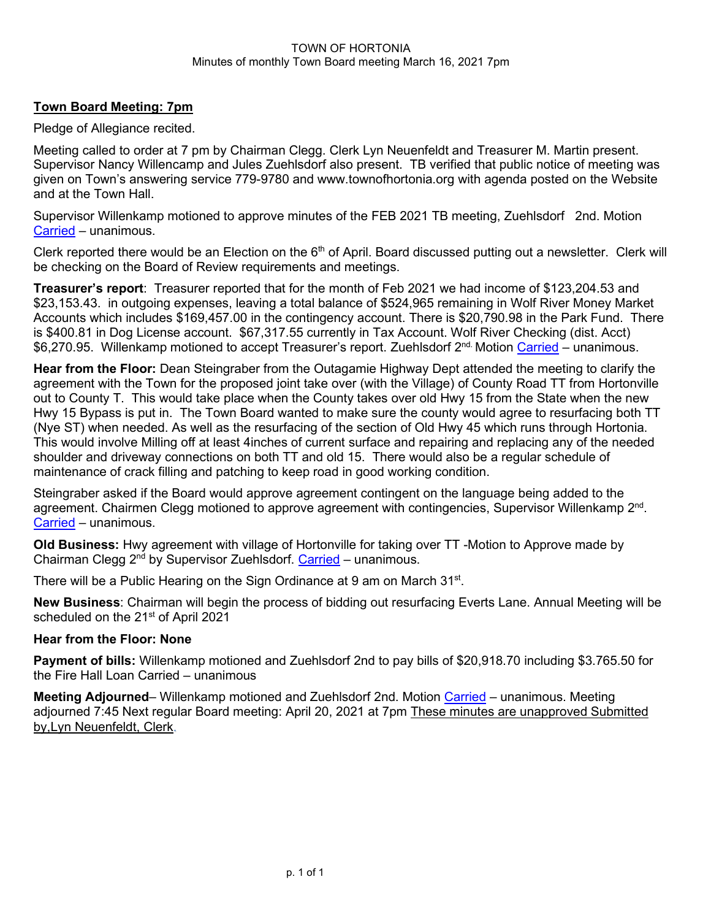TOWN OF HORTONIA
Minutes of monthly Town Board meeting March 16, 2021 7pm

**Town Board Meeting: 7pm**

Pledge of Allegiance recited.

Meeting called to order at 7 pm by Chairman Clegg. Clerk Lyn Neuenfeldt and Treasurer M. Martin present. Supervisor Nancy Willencamp and Jules Zuehlsdorf also present. TB verified that public notice of meeting was given on Town's answering service 779-9780 and www.townofhortonia.org with agenda posted on the Website and at the Town Hall.

Supervisor Willenkamp motioned to approve minutes of the FEB 2021 TB meeting, Zuehlsdorf 2nd. Motion Carried – unanimous.

Clerk reported there would be an Election on the 6th of April. Board discussed putting out a newsletter. Clerk will be checking on the Board of Review requirements and meetings.

**Treasurer's report**: Treasurer reported that for the month of Feb 2021 we had income of $123,204.53 and $23,153.43. in outgoing expenses, leaving a total balance of $524,965 remaining in Wolf River Money Market Accounts which includes $169,457.00 in the contingency account. There is $20,790.98 in the Park Fund. There is $400.81 in Dog License account. $67,317.55 currently in Tax Account. Wolf River Checking (dist. Acct) $6,270.95. Willenkamp motioned to accept Treasurer's report. Zuehlsdorf 2nd. Motion Carried – unanimous.

**Hear from the Floor:** Dean Steingraber from the Outagamie Highway Dept attended the meeting to clarify the agreement with the Town for the proposed joint take over (with the Village) of County Road TT from Hortonville out to County T. This would take place when the County takes over old Hwy 15 from the State when the new Hwy 15 Bypass is put in. The Town Board wanted to make sure the county would agree to resurfacing both TT (Nye ST) when needed. As well as the resurfacing of the section of Old Hwy 45 which runs through Hortonia. This would involve Milling off at least 4inches of current surface and repairing and replacing any of the needed shoulder and driveway connections on both TT and old 15. There would also be a regular schedule of maintenance of crack filling and patching to keep road in good working condition.

Steingraber asked if the Board would approve agreement contingent on the language being added to the agreement. Chairmen Clegg motioned to approve agreement with contingencies, Supervisor Willenkamp 2nd. Carried – unanimous.

**Old Business:** Hwy agreement with village of Hortonville for taking over TT -Motion to Approve made by Chairman Clegg 2nd by Supervisor Zuehlsdorf. Carried – unanimous.

There will be a Public Hearing on the Sign Ordinance at 9 am on March 31st.

**New Business**: Chairman will begin the process of bidding out resurfacing Everts Lane. Annual Meeting will be scheduled on the 21st of April 2021

**Hear from the Floor: None**

**Payment of bills:** Willenkamp motioned and Zuehlsdorf 2nd to pay bills of $20,918.70 including $3.765.50 for the Fire Hall Loan Carried – unanimous

**Meeting Adjourned**– Willenkamp motioned and Zuehlsdorf 2nd. Motion Carried – unanimous. Meeting adjourned 7:45 Next regular Board meeting: April 20, 2021 at 7pm These minutes are unapproved Submitted by,Lyn Neuenfeldt, Clerk.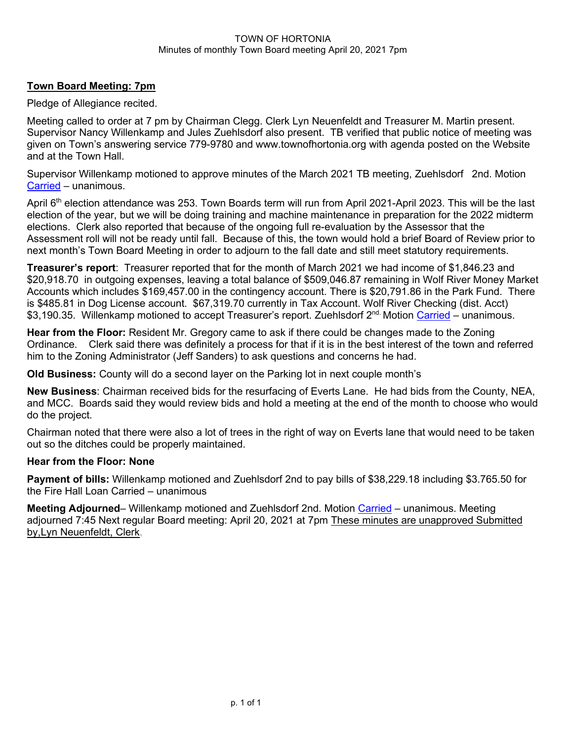TOWN OF HORTONIA
Minutes of monthly Town Board meeting April 20, 2021 7pm

## Town Board Meeting: 7pm

Pledge of Allegiance recited.

Meeting called to order at 7 pm by Chairman Clegg. Clerk Lyn Neuenfeldt and Treasurer M. Martin present. Supervisor Nancy Willenkamp and Jules Zuehlsdorf also present. TB verified that public notice of meeting was given on Town's answering service 779-9780 and www.townofhortonia.org with agenda posted on the Website and at the Town Hall.

Supervisor Willenkamp motioned to approve minutes of the March 2021 TB meeting, Zuehlsdorf 2nd. Motion Carried – unanimous.

April 6th election attendance was 253. Town Boards term will run from April 2021-April 2023. This will be the last election of the year, but we will be doing training and machine maintenance in preparation for the 2022 midterm elections. Clerk also reported that because of the ongoing full re-evaluation by the Assessor that the Assessment roll will not be ready until fall. Because of this, the town would hold a brief Board of Review prior to next month's Town Board Meeting in order to adjourn to the fall date and still meet statutory requirements.

**Treasurer's report**: Treasurer reported that for the month of March 2021 we had income of $1,846.23 and $20,918.70 in outgoing expenses, leaving a total balance of $509,046.87 remaining in Wolf River Money Market Accounts which includes $169,457.00 in the contingency account. There is $20,791.86 in the Park Fund. There is $485.81 in Dog License account. $67,319.70 currently in Tax Account. Wolf River Checking (dist. Acct) $3,190.35. Willenkamp motioned to accept Treasurer's report. Zuehlsdorf 2nd. Motion Carried – unanimous.

**Hear from the Floor:** Resident Mr. Gregory came to ask if there could be changes made to the Zoning Ordinance. Clerk said there was definitely a process for that if it is in the best interest of the town and referred him to the Zoning Administrator (Jeff Sanders) to ask questions and concerns he had.

**Old Business:** County will do a second layer on the Parking lot in next couple month's

**New Business**: Chairman received bids for the resurfacing of Everts Lane. He had bids from the County, NEA, and MCC. Boards said they would review bids and hold a meeting at the end of the month to choose who would do the project.

Chairman noted that there were also a lot of trees in the right of way on Everts lane that would need to be taken out so the ditches could be properly maintained.

**Hear from the Floor: None**

**Payment of bills:** Willenkamp motioned and Zuehlsdorf 2nd to pay bills of $38,229.18 including $3.765.50 for the Fire Hall Loan Carried – unanimous

**Meeting Adjourned**– Willenkamp motioned and Zuehlsdorf 2nd. Motion Carried – unanimous. Meeting adjourned 7:45 Next regular Board meeting: April 20, 2021 at 7pm These minutes are unapproved Submitted by,Lyn Neuenfeldt, Clerk.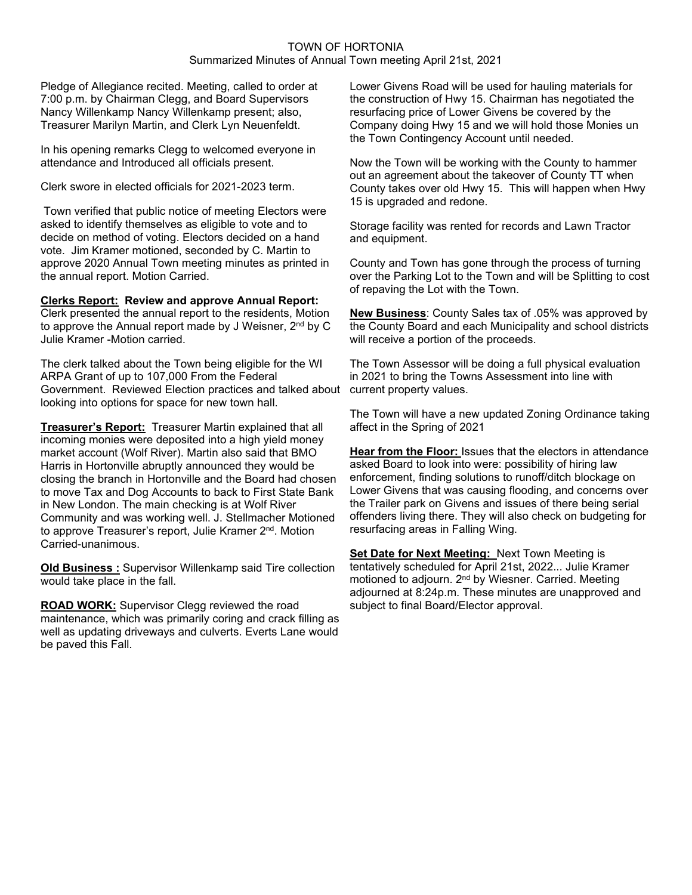TOWN OF HORTONIA
Summarized Minutes of Annual Town meeting April 21st, 2021

Pledge of Allegiance recited. Meeting, called to order at 7:00 p.m. by Chairman Clegg, and Board Supervisors Nancy Willenkamp Nancy Willenkamp present; also, Treasurer Marilyn Martin, and Clerk Lyn Neuenfeldt.

In his opening remarks Clegg to welcomed everyone in attendance and Introduced all officials present.

Clerk swore in elected officials for 2021-2023 term.

Town verified that public notice of meeting Electors were asked to identify themselves as eligible to vote and to decide on method of voting. Electors decided on a hand vote. Jim Kramer motioned, seconded by C. Martin to approve 2020 Annual Town meeting minutes as printed in the annual report. Motion Carried.

**Clerks Report: Review and approve Annual Report:** Clerk presented the annual report to the residents, Motion to approve the Annual report made by J Weisner, 2nd by C Julie Kramer -Motion carried.

The clerk talked about the Town being eligible for the WI ARPA Grant of up to 107,000 From the Federal Government. Reviewed Election practices and talked about looking into options for space for new town hall.

**Treasurer's Report:** Treasurer Martin explained that all incoming monies were deposited into a high yield money market account (Wolf River). Martin also said that BMO Harris in Hortonville abruptly announced they would be closing the branch in Hortonville and the Board had chosen to move Tax and Dog Accounts to back to First State Bank in New London. The main checking is at Wolf River Community and was working well. J. Stellmacher Motioned to approve Treasurer's report, Julie Kramer 2nd. Motion Carried-unanimous.

**Old Business :** Supervisor Willenkamp said Tire collection would take place in the fall.

**ROAD WORK:** Supervisor Clegg reviewed the road maintenance, which was primarily coring and crack filling as well as updating driveways and culverts. Everts Lane would be paved this Fall.

Lower Givens Road will be used for hauling materials for the construction of Hwy 15. Chairman has negotiated the resurfacing price of Lower Givens be covered by the Company doing Hwy 15 and we will hold those Monies un the Town Contingency Account until needed.

Now the Town will be working with the County to hammer out an agreement about the takeover of County TT when County takes over old Hwy 15. This will happen when Hwy 15 is upgraded and redone.

Storage facility was rented for records and Lawn Tractor and equipment.

County and Town has gone through the process of turning over the Parking Lot to the Town and will be Splitting to cost of repaving the Lot with the Town.

**New Business**: County Sales tax of .05% was approved by the County Board and each Municipality and school districts will receive a portion of the proceeds.

The Town Assessor will be doing a full physical evaluation in 2021 to bring the Towns Assessment into line with current property values.

The Town will have a new updated Zoning Ordinance taking affect in the Spring of 2021

**Hear from the Floor:** Issues that the electors in attendance asked Board to look into were: possibility of hiring law enforcement, finding solutions to runoff/ditch blockage on Lower Givens that was causing flooding, and concerns over the Trailer park on Givens and issues of there being serial offenders living there. They will also check on budgeting for resurfacing areas in Falling Wing.

**Set Date for Next Meeting:** Next Town Meeting is tentatively scheduled for April 21st, 2022... Julie Kramer motioned to adjourn. 2nd by Wiesner. Carried. Meeting adjourned at 8:24p.m. These minutes are unapproved and subject to final Board/Elector approval.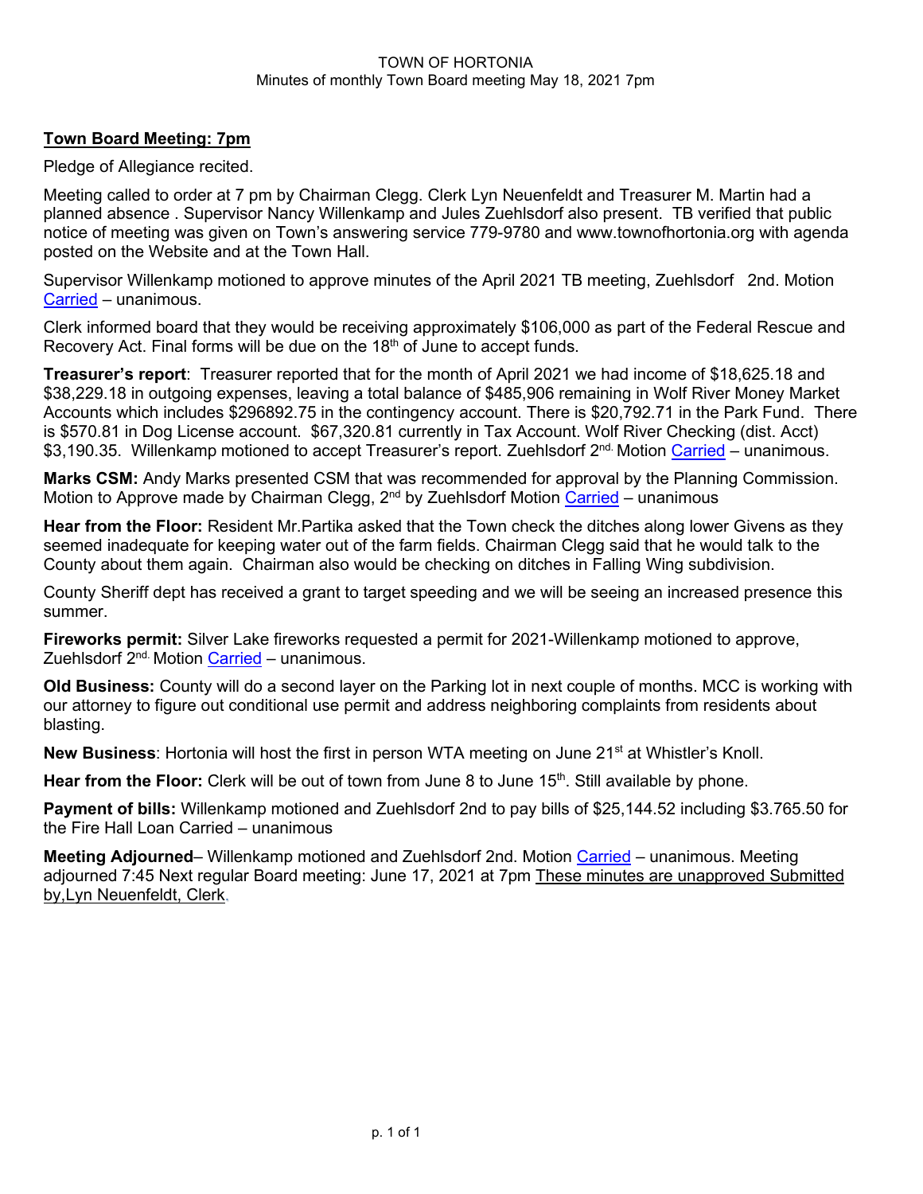TOWN OF HORTONIA
Minutes of monthly Town Board meeting May 18, 2021 7pm

**Town Board Meeting: 7pm**

Pledge of Allegiance recited.

Meeting called to order at 7 pm by Chairman Clegg. Clerk Lyn Neuenfeldt and Treasurer M. Martin had a planned absence . Supervisor Nancy Willenkamp and Jules Zuehlsdorf also present. TB verified that public notice of meeting was given on Town's answering service 779-9780 and www.townofhortonia.org with agenda posted on the Website and at the Town Hall.

Supervisor Willenkamp motioned to approve minutes of the April 2021 TB meeting, Zuehlsdorf 2nd. Motion Carried – unanimous.

Clerk informed board that they would be receiving approximately $106,000 as part of the Federal Rescue and Recovery Act. Final forms will be due on the 18th of June to accept funds.

**Treasurer's report**: Treasurer reported that for the month of April 2021 we had income of $18,625.18 and $38,229.18 in outgoing expenses, leaving a total balance of $485,906 remaining in Wolf River Money Market Accounts which includes $296892.75 in the contingency account. There is $20,792.71 in the Park Fund. There is $570.81 in Dog License account. $67,320.81 currently in Tax Account. Wolf River Checking (dist. Acct) $3,190.35. Willenkamp motioned to accept Treasurer's report. Zuehlsdorf 2nd. Motion Carried – unanimous.

**Marks CSM:** Andy Marks presented CSM that was recommended for approval by the Planning Commission. Motion to Approve made by Chairman Clegg, 2nd by Zuehlsdorf Motion Carried – unanimous

**Hear from the Floor:** Resident Mr.Partika asked that the Town check the ditches along lower Givens as they seemed inadequate for keeping water out of the farm fields. Chairman Clegg said that he would talk to the County about them again. Chairman also would be checking on ditches in Falling Wing subdivision.

County Sheriff dept has received a grant to target speeding and we will be seeing an increased presence this summer.

**Fireworks permit:** Silver Lake fireworks requested a permit for 2021-Willenkamp motioned to approve, Zuehlsdorf 2nd. Motion Carried – unanimous.

**Old Business:** County will do a second layer on the Parking lot in next couple of months. MCC is working with our attorney to figure out conditional use permit and address neighboring complaints from residents about blasting.

**New Business**: Hortonia will host the first in person WTA meeting on June 21st at Whistler's Knoll.

**Hear from the Floor:** Clerk will be out of town from June 8 to June 15th. Still available by phone.

**Payment of bills:** Willenkamp motioned and Zuehlsdorf 2nd to pay bills of $25,144.52 including $3.765.50 for the Fire Hall Loan Carried – unanimous

**Meeting Adjourned**– Willenkamp motioned and Zuehlsdorf 2nd. Motion Carried – unanimous. Meeting adjourned 7:45 Next regular Board meeting: June 17, 2021 at 7pm These minutes are unapproved Submitted by,Lyn Neuenfeldt, Clerk.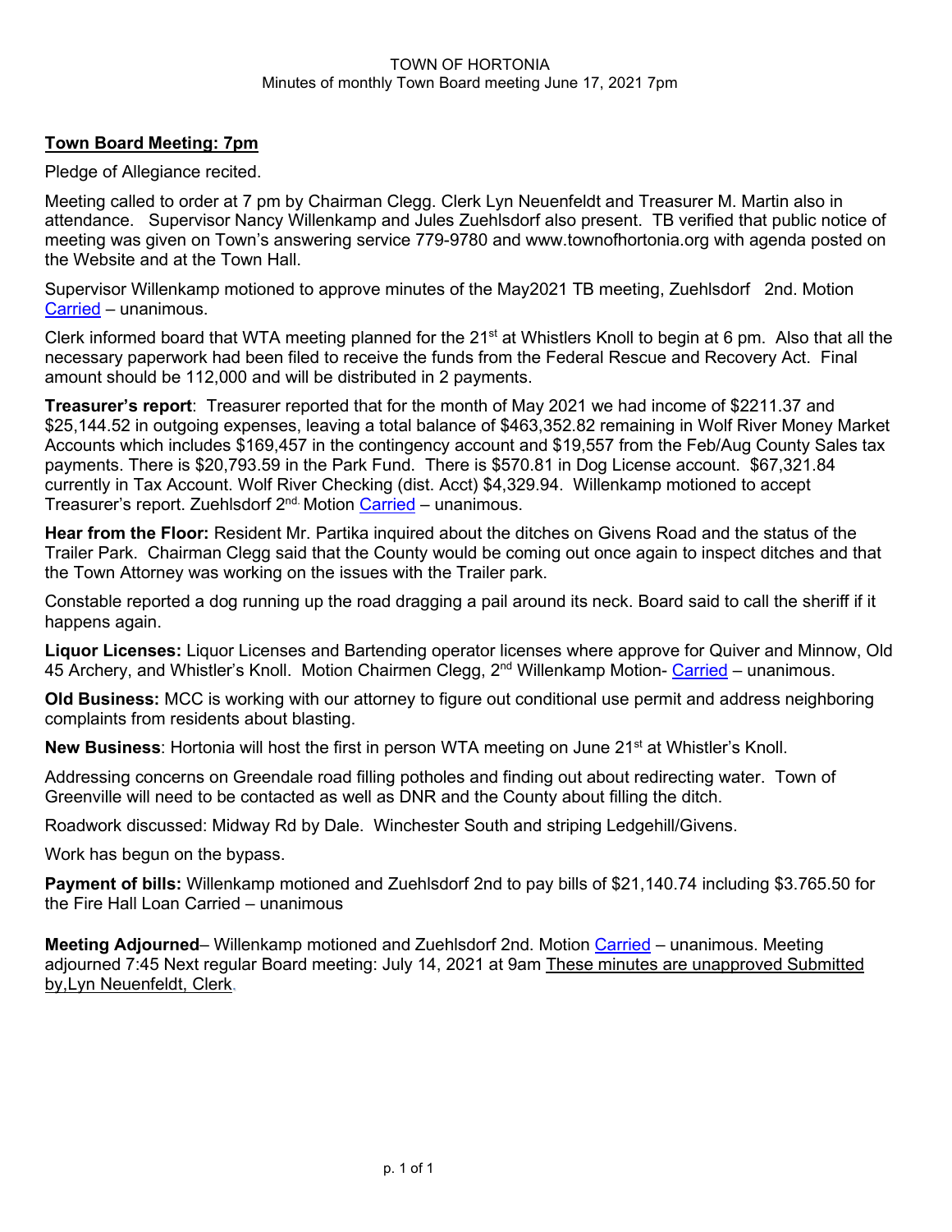TOWN OF HORTONIA
Minutes of monthly Town Board meeting June 17, 2021 7pm

**Town Board Meeting: 7pm**

Pledge of Allegiance recited.

Meeting called to order at 7 pm by Chairman Clegg. Clerk Lyn Neuenfeldt and Treasurer M. Martin also in attendance. Supervisor Nancy Willenkamp and Jules Zuehlsdorf also present. TB verified that public notice of meeting was given on Town's answering service 779-9780 and www.townofhortonia.org with agenda posted on the Website and at the Town Hall.

Supervisor Willenkamp motioned to approve minutes of the May2021 TB meeting, Zuehlsdorf 2nd. Motion Carried – unanimous.

Clerk informed board that WTA meeting planned for the 21st at Whistlers Knoll to begin at 6 pm. Also that all the necessary paperwork had been filed to receive the funds from the Federal Rescue and Recovery Act. Final amount should be 112,000 and will be distributed in 2 payments.

**Treasurer's report**: Treasurer reported that for the month of May 2021 we had income of $2211.37 and $25,144.52 in outgoing expenses, leaving a total balance of $463,352.82 remaining in Wolf River Money Market Accounts which includes $169,457 in the contingency account and $19,557 from the Feb/Aug County Sales tax payments. There is $20,793.59 in the Park Fund. There is $570.81 in Dog License account. $67,321.84 currently in Tax Account. Wolf River Checking (dist. Acct) $4,329.94. Willenkamp motioned to accept Treasurer's report. Zuehlsdorf 2nd. Motion Carried – unanimous.

**Hear from the Floor:** Resident Mr. Partika inquired about the ditches on Givens Road and the status of the Trailer Park. Chairman Clegg said that the County would be coming out once again to inspect ditches and that the Town Attorney was working on the issues with the Trailer park.

Constable reported a dog running up the road dragging a pail around its neck. Board said to call the sheriff if it happens again.

**Liquor Licenses:** Liquor Licenses and Bartending operator licenses where approve for Quiver and Minnow, Old 45 Archery, and Whistler's Knoll. Motion Chairmen Clegg, 2nd Willenkamp Motion- Carried – unanimous.

**Old Business:** MCC is working with our attorney to figure out conditional use permit and address neighboring complaints from residents about blasting.

**New Business**: Hortonia will host the first in person WTA meeting on June 21st at Whistler's Knoll.

Addressing concerns on Greendale road filling potholes and finding out about redirecting water. Town of Greenville will need to be contacted as well as DNR and the County about filling the ditch.

Roadwork discussed: Midway Rd by Dale. Winchester South and striping Ledgehill/Givens.

Work has begun on the bypass.

**Payment of bills:** Willenkamp motioned and Zuehlsdorf 2nd to pay bills of $21,140.74 including $3.765.50 for the Fire Hall Loan Carried – unanimous

**Meeting Adjourned**– Willenkamp motioned and Zuehlsdorf 2nd. Motion Carried – unanimous. Meeting adjourned 7:45 Next regular Board meeting: July 14, 2021 at 9am These minutes are unapproved Submitted by,Lyn Neuenfeldt, Clerk.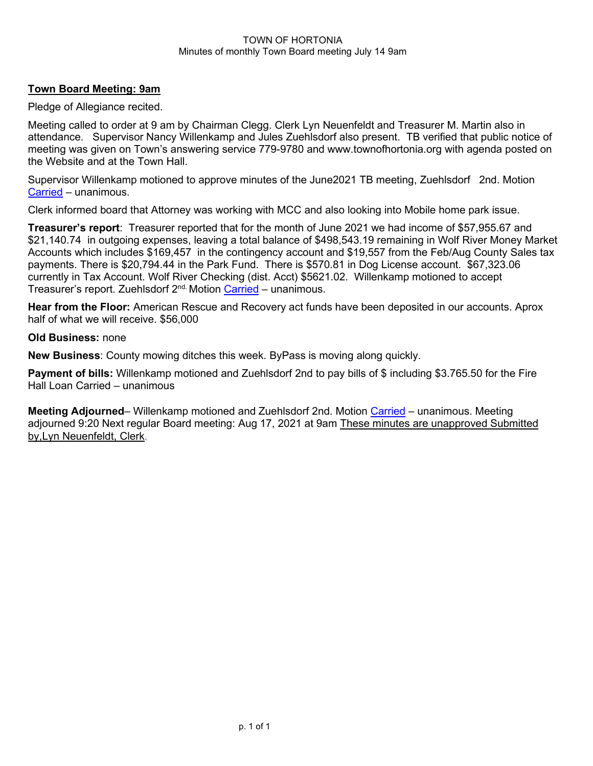TOWN OF HORTONIA
Minutes of monthly Town Board meeting July 14 9am

**Town Board Meeting: 9am**

Pledge of Allegiance recited.

Meeting called to order at 9 am by Chairman Clegg. Clerk Lyn Neuenfeldt and Treasurer M. Martin also in attendance. Supervisor Nancy Willenkamp and Jules Zuehlsdorf also present. TB verified that public notice of meeting was given on Town's answering service 779-9780 and www.townofhortonia.org with agenda posted on the Website and at the Town Hall.

Supervisor Willenkamp motioned to approve minutes of the June2021 TB meeting, Zuehlsdorf 2nd. Motion Carried – unanimous.

Clerk informed board that Attorney was working with MCC and also looking into Mobile home park issue.

**Treasurer's report**: Treasurer reported that for the month of June 2021 we had income of $57,955.67 and $21,140.74 in outgoing expenses, leaving a total balance of $498,543.19 remaining in Wolf River Money Market Accounts which includes $169,457 in the contingency account and $19,557 from the Feb/Aug County Sales tax payments. There is $20,794.44 in the Park Fund. There is $570.81 in Dog License account. $67,323.06 currently in Tax Account. Wolf River Checking (dist. Acct) $5621.02. Willenkamp motioned to accept Treasurer's report. Zuehlsdorf 2nd. Motion Carried – unanimous.

**Hear from the Floor:** American Rescue and Recovery act funds have been deposited in our accounts. Aprox half of what we will receive. $56,000

**Old Business:** none

**New Business**: County mowing ditches this week. ByPass is moving along quickly.

**Payment of bills:** Willenkamp motioned and Zuehlsdorf 2nd to pay bills of $ including $3.765.50 for the Fire Hall Loan Carried – unanimous

**Meeting Adjourned**– Willenkamp motioned and Zuehlsdorf 2nd. Motion Carried – unanimous. Meeting adjourned 9:20 Next regular Board meeting: Aug 17, 2021 at 9am These minutes are unapproved Submitted by,Lyn Neuenfeldt, Clerk.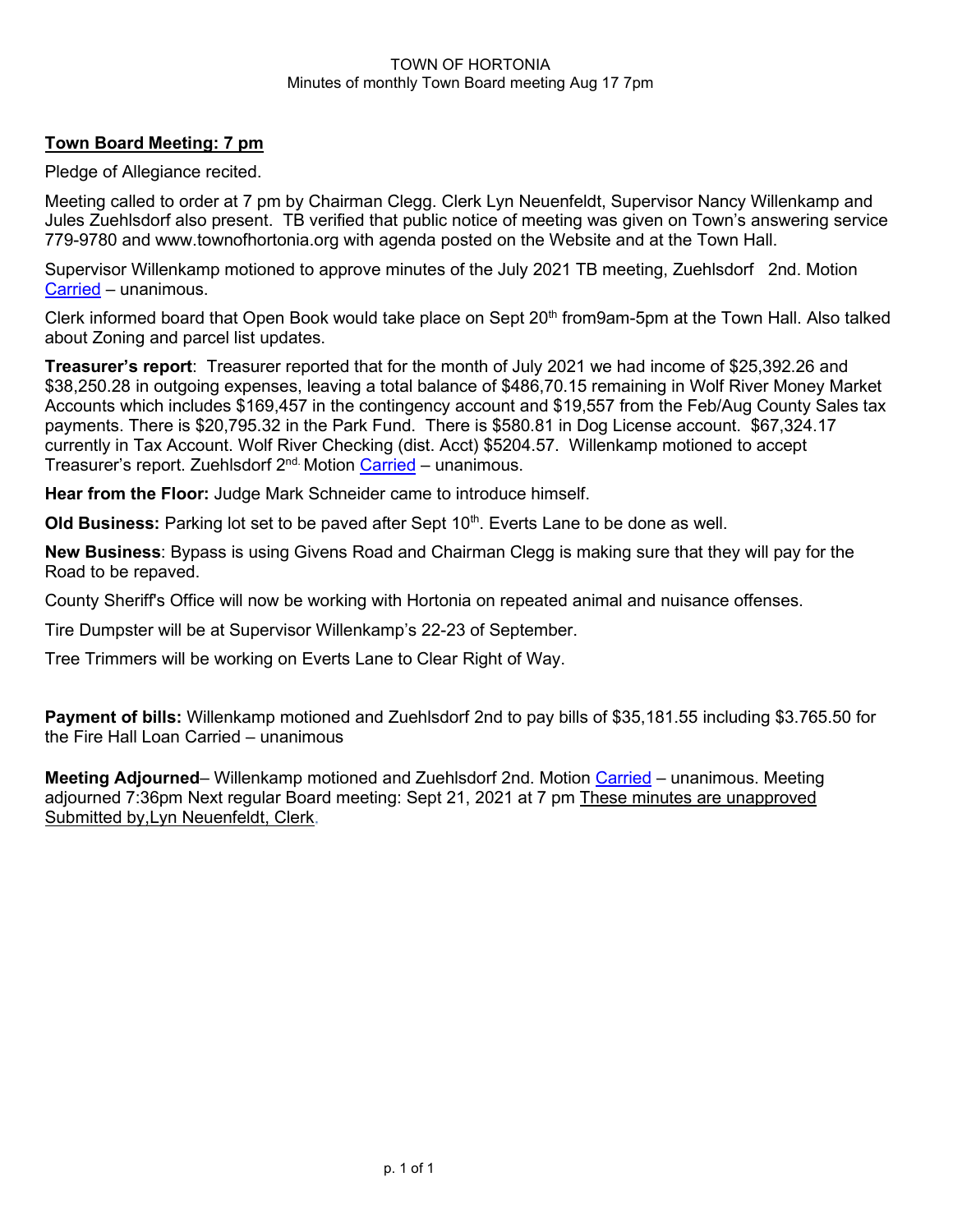TOWN OF HORTONIA
Minutes of monthly Town Board meeting Aug 17 7pm

## Town Board Meeting: 7 pm

Pledge of Allegiance recited.

Meeting called to order at 7 pm by Chairman Clegg. Clerk Lyn Neuenfeldt, Supervisor Nancy Willenkamp and Jules Zuehlsdorf also present. TB verified that public notice of meeting was given on Town's answering service 779-9780 and www.townofhortonia.org with agenda posted on the Website and at the Town Hall.

Supervisor Willenkamp motioned to approve minutes of the July 2021 TB meeting, Zuehlsdorf 2nd. Motion Carried – unanimous.

Clerk informed board that Open Book would take place on Sept 20th from9am-5pm at the Town Hall. Also talked about Zoning and parcel list updates.

**Treasurer's report**: Treasurer reported that for the month of July 2021 we had income of $25,392.26 and $38,250.28 in outgoing expenses, leaving a total balance of $486,70.15 remaining in Wolf River Money Market Accounts which includes $169,457 in the contingency account and $19,557 from the Feb/Aug County Sales tax payments. There is $20,795.32 in the Park Fund. There is $580.81 in Dog License account. $67,324.17 currently in Tax Account. Wolf River Checking (dist. Acct) $5204.57. Willenkamp motioned to accept Treasurer's report. Zuehlsdorf 2nd. Motion Carried – unanimous.

**Hear from the Floor:** Judge Mark Schneider came to introduce himself.

**Old Business:** Parking lot set to be paved after Sept 10th. Everts Lane to be done as well.

**New Business**: Bypass is using Givens Road and Chairman Clegg is making sure that they will pay for the Road to be repaved.

County Sheriff's Office will now be working with Hortonia on repeated animal and nuisance offenses.

Tire Dumpster will be at Supervisor Willenkamp's 22-23 of September.

Tree Trimmers will be working on Everts Lane to Clear Right of Way.

**Payment of bills:** Willenkamp motioned and Zuehlsdorf 2nd to pay bills of $35,181.55 including $3.765.50 for the Fire Hall Loan Carried – unanimous

**Meeting Adjourned**– Willenkamp motioned and Zuehlsdorf 2nd. Motion Carried – unanimous. Meeting adjourned 7:36pm Next regular Board meeting: Sept 21, 2021 at 7 pm These minutes are unapproved Submitted by,Lyn Neuenfeldt, Clerk.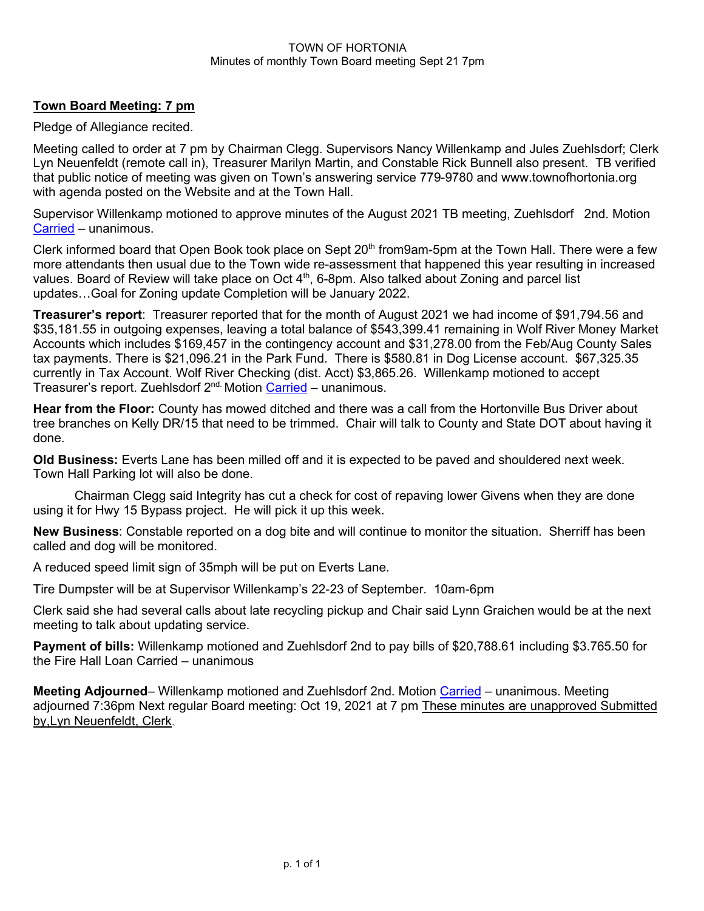TOWN OF HORTONIA
Minutes of monthly Town Board meeting Sept 21 7pm

## **Town Board Meeting: 7 pm**

Pledge of Allegiance recited.

Meeting called to order at 7 pm by Chairman Clegg. Supervisors Nancy Willenkamp and Jules Zuehlsdorf; Clerk Lyn Neuenfeldt (remote call in), Treasurer Marilyn Martin, and Constable Rick Bunnell also present. TB verified that public notice of meeting was given on Town's answering service 779-9780 and www.townofhortonia.org with agenda posted on the Website and at the Town Hall.

Supervisor Willenkamp motioned to approve minutes of the August 2021 TB meeting, Zuehlsdorf 2nd. Motion Carried – unanimous.

Clerk informed board that Open Book took place on Sept 20th from9am-5pm at the Town Hall. There were a few more attendants then usual due to the Town wide re-assessment that happened this year resulting in increased values. Board of Review will take place on Oct 4th, 6-8pm. Also talked about Zoning and parcel list updates…Goal for Zoning update Completion will be January 2022.

**Treasurer's report**: Treasurer reported that for the month of August 2021 we had income of $91,794.56 and $35,181.55 in outgoing expenses, leaving a total balance of $543,399.41 remaining in Wolf River Money Market Accounts which includes $169,457 in the contingency account and $31,278.00 from the Feb/Aug County Sales tax payments. There is $21,096.21 in the Park Fund. There is $580.81 in Dog License account. $67,325.35 currently in Tax Account. Wolf River Checking (dist. Acct) $3,865.26. Willenkamp motioned to accept Treasurer's report. Zuehlsdorf 2nd. Motion Carried – unanimous.

**Hear from the Floor:** County has mowed ditched and there was a call from the Hortonville Bus Driver about tree branches on Kelly DR/15 that need to be trimmed. Chair will talk to County and State DOT about having it done.

**Old Business:** Everts Lane has been milled off and it is expected to be paved and shouldered next week. Town Hall Parking lot will also be done.

Chairman Clegg said Integrity has cut a check for cost of repaving lower Givens when they are done using it for Hwy 15 Bypass project. He will pick it up this week.

**New Business**: Constable reported on a dog bite and will continue to monitor the situation. Sherriff has been called and dog will be monitored.

A reduced speed limit sign of 35mph will be put on Everts Lane.

Tire Dumpster will be at Supervisor Willenkamp's 22-23 of September. 10am-6pm

Clerk said she had several calls about late recycling pickup and Chair said Lynn Graichen would be at the next meeting to talk about updating service.

**Payment of bills:** Willenkamp motioned and Zuehlsdorf 2nd to pay bills of $20,788.61 including $3.765.50 for the Fire Hall Loan Carried – unanimous

**Meeting Adjourned**– Willenkamp motioned and Zuehlsdorf 2nd. Motion Carried – unanimous. Meeting adjourned 7:36pm Next regular Board meeting: Oct 19, 2021 at 7 pm These minutes are unapproved Submitted by,Lyn Neuenfeldt, Clerk.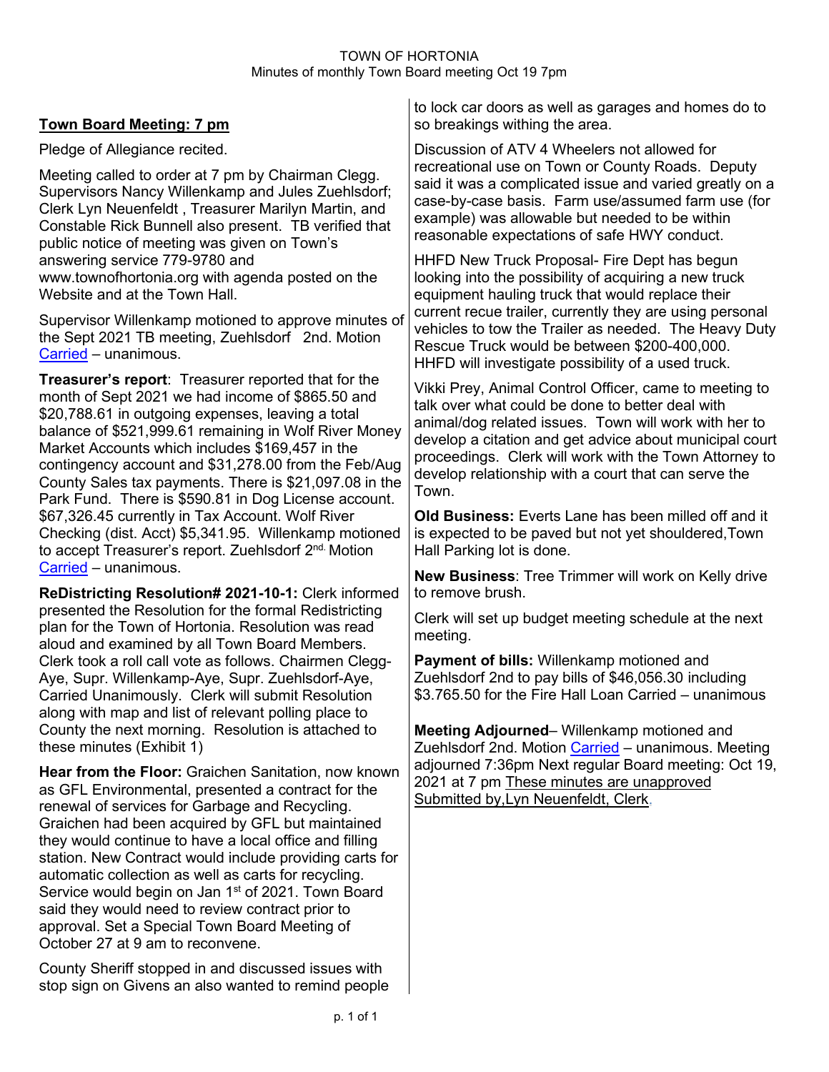TOWN OF HORTONIA
Minutes of monthly Town Board meeting Oct 19 7pm

**Town Board Meeting: 7 pm**

Pledge of Allegiance recited.

Meeting called to order at 7 pm by Chairman Clegg. Supervisors Nancy Willenkamp and Jules Zuehlsdorf; Clerk Lyn Neuenfeldt , Treasurer Marilyn Martin, and Constable Rick Bunnell also present. TB verified that public notice of meeting was given on Town's answering service 779-9780 and www.townofhortonia.org with agenda posted on the Website and at the Town Hall.

Supervisor Willenkamp motioned to approve minutes of the Sept 2021 TB meeting, Zuehlsdorf 2nd. Motion Carried – unanimous.

**Treasurer's report**: Treasurer reported that for the month of Sept 2021 we had income of $865.50 and $20,788.61 in outgoing expenses, leaving a total balance of $521,999.61 remaining in Wolf River Money Market Accounts which includes $169,457 in the contingency account and $31,278.00 from the Feb/Aug County Sales tax payments. There is $21,097.08 in the Park Fund. There is $590.81 in Dog License account. $67,326.45 currently in Tax Account. Wolf River Checking (dist. Acct) $5,341.95. Willenkamp motioned to accept Treasurer's report. Zuehlsdorf 2nd. Motion Carried – unanimous.

**ReDistricting Resolution# 2021-10-1:** Clerk informed presented the Resolution for the formal Redistricting plan for the Town of Hortonia. Resolution was read aloud and examined by all Town Board Members. Clerk took a roll call vote as follows. Chairmen Clegg-Aye, Supr. Willenkamp-Aye, Supr. Zuehlsdorf-Aye, Carried Unanimously. Clerk will submit Resolution along with map and list of relevant polling place to County the next morning. Resolution is attached to these minutes (Exhibit 1)

**Hear from the Floor:** Graichen Sanitation, now known as GFL Environmental, presented a contract for the renewal of services for Garbage and Recycling. Graichen had been acquired by GFL but maintained they would continue to have a local office and filling station. New Contract would include providing carts for automatic collection as well as carts for recycling. Service would begin on Jan 1st of 2021. Town Board said they would need to review contract prior to approval. Set a Special Town Board Meeting of October 27 at 9 am to reconvene.

County Sheriff stopped in and discussed issues with stop sign on Givens an also wanted to remind people to lock car doors as well as garages and homes do to so breakings withing the area.

Discussion of ATV 4 Wheelers not allowed for recreational use on Town or County Roads. Deputy said it was a complicated issue and varied greatly on a case-by-case basis. Farm use/assumed farm use (for example) was allowable but needed to be within reasonable expectations of safe HWY conduct.

HHFD New Truck Proposal- Fire Dept has begun looking into the possibility of acquiring a new truck equipment hauling truck that would replace their current recue trailer, currently they are using personal vehicles to tow the Trailer as needed. The Heavy Duty Rescue Truck would be between $200-400,000. HHFD will investigate possibility of a used truck.

Vikki Prey, Animal Control Officer, came to meeting to talk over what could be done to better deal with animal/dog related issues. Town will work with her to develop a citation and get advice about municipal court proceedings. Clerk will work with the Town Attorney to develop relationship with a court that can serve the Town.

**Old Business:** Everts Lane has been milled off and it is expected to be paved but not yet shouldered,Town Hall Parking lot is done.

**New Business**: Tree Trimmer will work on Kelly drive to remove brush.

Clerk will set up budget meeting schedule at the next meeting.

**Payment of bills:** Willenkamp motioned and Zuehlsdorf 2nd to pay bills of $46,056.30 including $3.765.50 for the Fire Hall Loan Carried – unanimous

**Meeting Adjourned**– Willenkamp motioned and Zuehlsdorf 2nd. Motion Carried – unanimous. Meeting adjourned 7:36pm Next regular Board meeting: Oct 19, 2021 at 7 pm These minutes are unapproved
Submitted by,Lyn Neuenfeldt, Clerk,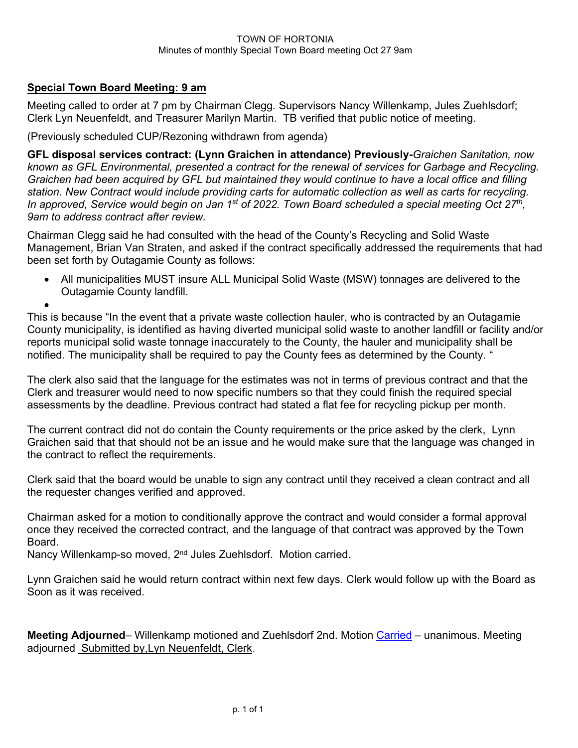TOWN OF HORTONIA
Minutes of monthly Special Town Board meeting Oct 27 9am

**Special Town Board Meeting: 9 am**

Meeting called to order at 7 pm by Chairman Clegg. Supervisors Nancy Willenkamp, Jules Zuehlsdorf; Clerk Lyn Neuenfeldt, and Treasurer Marilyn Martin. TB verified that public notice of meeting.

(Previously scheduled CUP/Rezoning withdrawn from agenda)

**GFL disposal services contract: (Lynn Graichen in attendance) Previously-***Graichen Sanitation, now known as GFL Environmental, presented a contract for the renewal of services for Garbage and Recycling. Graichen had been acquired by GFL but maintained they would continue to have a local office and filling station. New Contract would include providing carts for automatic collection as well as carts for recycling. In approved, Service would begin on Jan 1st of 2022. Town Board scheduled a special meeting Oct 27th, 9am to address contract after review.*

Chairman Clegg said he had consulted with the head of the County's Recycling and Solid Waste Management, Brian Van Straten, and asked if the contract specifically addressed the requirements that had been set forth by Outagamie County as follows:

- All municipalities MUST insure ALL Municipal Solid Waste (MSW) tonnages are delivered to the Outagamie County landfill.
- 

This is because "In the event that a private waste collection hauler, who is contracted by an Outagamie County municipality, is identified as having diverted municipal solid waste to another landfill or facility and/or reports municipal solid waste tonnage inaccurately to the County, the hauler and municipality shall be notified. The municipality shall be required to pay the County fees as determined by the County. "

The clerk also said that the language for the estimates was not in terms of previous contract and that the Clerk and treasurer would need to now specific numbers so that they could finish the required special assessments by the deadline. Previous contract had stated a flat fee for recycling pickup per month.

The current contract did not do contain the County requirements or the price asked by the clerk, Lynn Graichen said that that should not be an issue and he would make sure that the language was changed in the contract to reflect the requirements.

Clerk said that the board would be unable to sign any contract until they received a clean contract and all the requester changes verified and approved.

Chairman asked for a motion to conditionally approve the contract and would consider a formal approval once they received the corrected contract, and the language of that contract was approved by the Town Board.
Nancy Willenkamp-so moved, 2nd Jules Zuehlsdorf. Motion carried.

Lynn Graichen said he would return contract within next few days. Clerk would follow up with the Board as Soon as it was received.

**Meeting Adjourned**– Willenkamp motioned and Zuehlsdorf 2nd. Motion Carried – unanimous. Meeting adjourned Submitted by,Lyn Neuenfeldt, Clerk.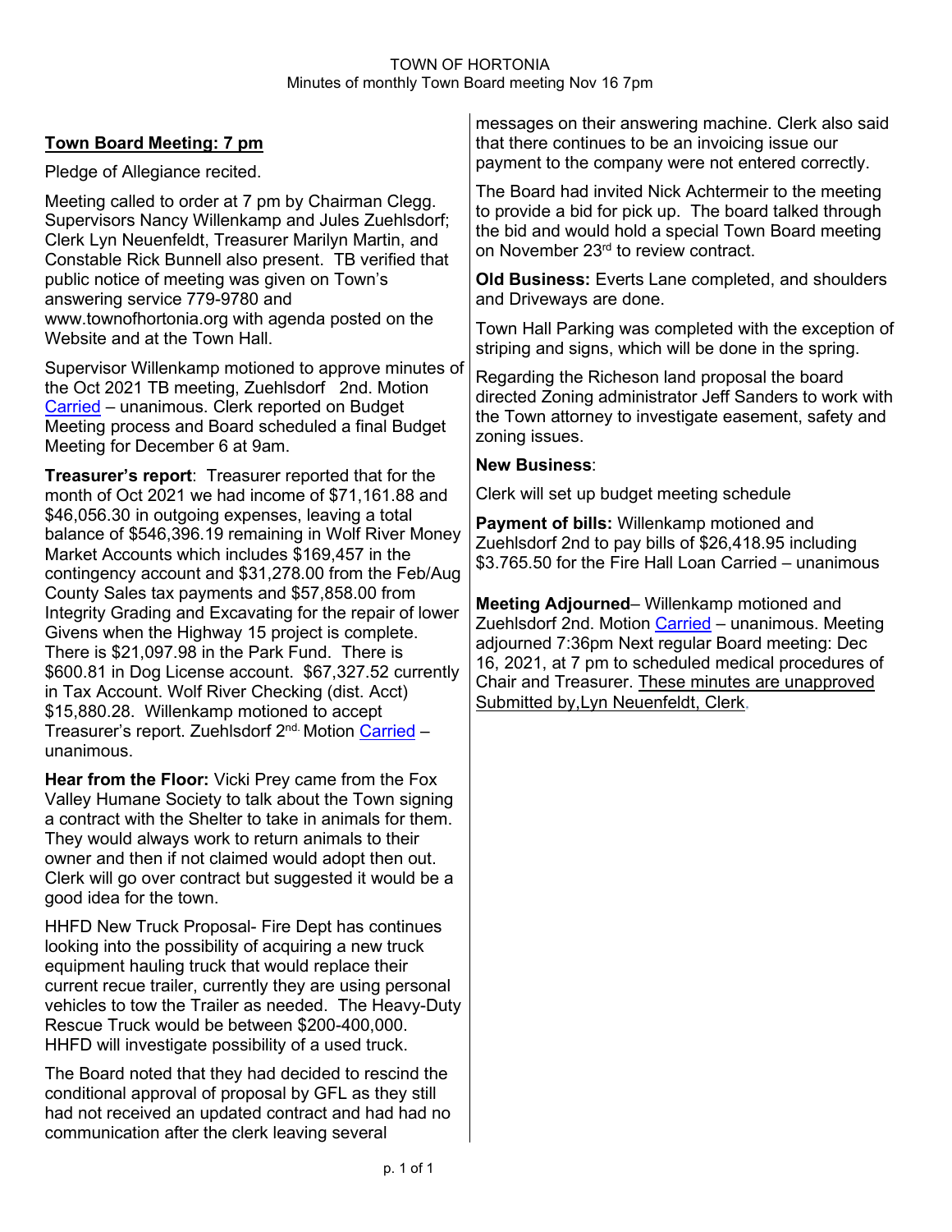TOWN OF HORTONIA
Minutes of monthly Town Board meeting Nov 16 7pm

## Town Board Meeting: 7 pm

Pledge of Allegiance recited.

Meeting called to order at 7 pm by Chairman Clegg. Supervisors Nancy Willenkamp and Jules Zuehlsdorf; Clerk Lyn Neuenfeldt, Treasurer Marilyn Martin, and Constable Rick Bunnell also present. TB verified that public notice of meeting was given on Town's answering service 779-9780 and www.townofhortonia.org with agenda posted on the Website and at the Town Hall.

Supervisor Willenkamp motioned to approve minutes of the Oct 2021 TB meeting, Zuehlsdorf 2nd. Motion Carried – unanimous. Clerk reported on Budget Meeting process and Board scheduled a final Budget Meeting for December 6 at 9am.

**Treasurer's report**: Treasurer reported that for the month of Oct 2021 we had income of $71,161.88 and $46,056.30 in outgoing expenses, leaving a total balance of $546,396.19 remaining in Wolf River Money Market Accounts which includes $169,457 in the contingency account and $31,278.00 from the Feb/Aug County Sales tax payments and $57,858.00 from Integrity Grading and Excavating for the repair of lower Givens when the Highway 15 project is complete. There is $21,097.98 in the Park Fund. There is $600.81 in Dog License account. $67,327.52 currently in Tax Account. Wolf River Checking (dist. Acct) $15,880.28. Willenkamp motioned to accept Treasurer's report. Zuehlsdorf 2nd. Motion Carried – unanimous.

**Hear from the Floor:** Vicki Prey came from the Fox Valley Humane Society to talk about the Town signing a contract with the Shelter to take in animals for them. They would always work to return animals to their owner and then if not claimed would adopt then out. Clerk will go over contract but suggested it would be a good idea for the town.

HHFD New Truck Proposal- Fire Dept has continues looking into the possibility of acquiring a new truck equipment hauling truck that would replace their current recue trailer, currently they are using personal vehicles to tow the Trailer as needed. The Heavy-Duty Rescue Truck would be between $200-400,000. HHFD will investigate possibility of a used truck.

The Board noted that they had decided to rescind the conditional approval of proposal by GFL as they still had not received an updated contract and had had no communication after the clerk leaving several messages on their answering machine. Clerk also said that there continues to be an invoicing issue our payment to the company were not entered correctly.

The Board had invited Nick Achtermeir to the meeting to provide a bid for pick up. The board talked through the bid and would hold a special Town Board meeting on November 23rd to review contract.

**Old Business:** Everts Lane completed, and shoulders and Driveways are done.

Town Hall Parking was completed with the exception of striping and signs, which will be done in the spring.

Regarding the Richeson land proposal the board directed Zoning administrator Jeff Sanders to work with the Town attorney to investigate easement, safety and zoning issues.

**New Business**:

Clerk will set up budget meeting schedule

**Payment of bills:** Willenkamp motioned and Zuehlsdorf 2nd to pay bills of $26,418.95 including $3.765.50 for the Fire Hall Loan Carried – unanimous

**Meeting Adjourned**– Willenkamp motioned and Zuehlsdorf 2nd. Motion Carried – unanimous. Meeting adjourned 7:36pm Next regular Board meeting: Dec 16, 2021, at 7 pm to scheduled medical procedures of Chair and Treasurer. These minutes are unapproved Submitted by,Lyn Neuenfeldt, Clerk.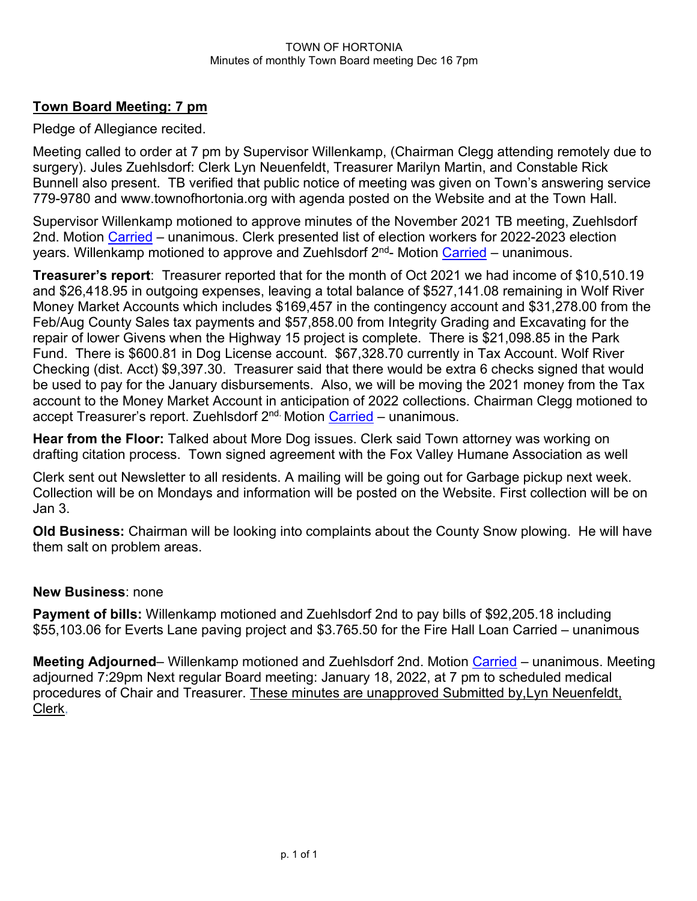TOWN OF HORTONIA
Minutes of monthly Town Board meeting Dec 16 7pm

**Town Board Meeting: 7 pm**

Pledge of Allegiance recited.

Meeting called to order at 7 pm by Supervisor Willenkamp, (Chairman Clegg attending remotely due to surgery). Jules Zuehlsdorf: Clerk Lyn Neuenfeldt, Treasurer Marilyn Martin, and Constable Rick Bunnell also present. TB verified that public notice of meeting was given on Town's answering service 779-9780 and www.townofhortonia.org with agenda posted on the Website and at the Town Hall.

Supervisor Willenkamp motioned to approve minutes of the November 2021 TB meeting, Zuehlsdorf 2nd. Motion Carried – unanimous. Clerk presented list of election workers for 2022-2023 election years. Willenkamp motioned to approve and Zuehlsdorf 2nd- Motion Carried – unanimous.

**Treasurer's report**: Treasurer reported that for the month of Oct 2021 we had income of $10,510.19 and $26,418.95 in outgoing expenses, leaving a total balance of $527,141.08 remaining in Wolf River Money Market Accounts which includes $169,457 in the contingency account and $31,278.00 from the Feb/Aug County Sales tax payments and $57,858.00 from Integrity Grading and Excavating for the repair of lower Givens when the Highway 15 project is complete. There is $21,098.85 in the Park Fund. There is $600.81 in Dog License account. $67,328.70 currently in Tax Account. Wolf River Checking (dist. Acct) $9,397.30. Treasurer said that there would be extra 6 checks signed that would be used to pay for the January disbursements. Also, we will be moving the 2021 money from the Tax account to the Money Market Account in anticipation of 2022 collections. Chairman Clegg motioned to accept Treasurer's report. Zuehlsdorf 2nd. Motion Carried – unanimous.

**Hear from the Floor:** Talked about More Dog issues. Clerk said Town attorney was working on drafting citation process. Town signed agreement with the Fox Valley Humane Association as well

Clerk sent out Newsletter to all residents. A mailing will be going out for Garbage pickup next week. Collection will be on Mondays and information will be posted on the Website. First collection will be on Jan 3.

**Old Business:** Chairman will be looking into complaints about the County Snow plowing. He will have them salt on problem areas.

**New Business**: none

**Payment of bills:** Willenkamp motioned and Zuehlsdorf 2nd to pay bills of $92,205.18 including $55,103.06 for Everts Lane paving project and $3.765.50 for the Fire Hall Loan Carried – unanimous

**Meeting Adjourned**– Willenkamp motioned and Zuehlsdorf 2nd. Motion Carried – unanimous. Meeting adjourned 7:29pm Next regular Board meeting: January 18, 2022, at 7 pm to scheduled medical procedures of Chair and Treasurer. These minutes are unapproved Submitted by,Lyn Neuenfeldt, Clerk.